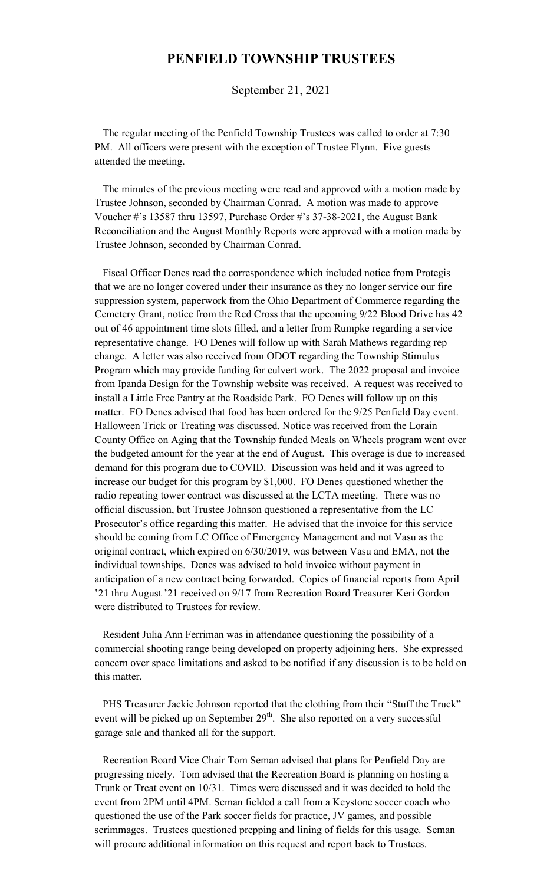# PENFIELD TOWNSHIP TRUSTEES

September 21, 2021

The regular meeting of the Penfield Township Trustees was called to order at 7:30 PM. All officers were present with the exception of Trustee Flynn. Five guests attended the meeting.

The minutes of the previous meeting were read and approved with a motion made by Trustee Johnson, seconded by Chairman Conrad. A motion was made to approve Voucher #'s 13587 thru 13597, Purchase Order #'s 37-38-2021, the August Bank Reconciliation and the August Monthly Reports were approved with a motion made by Trustee Johnson, seconded by Chairman Conrad.

Fiscal Officer Denes read the correspondence which included notice from Protegis that we are no longer covered under their insurance as they no longer service our fire suppression system, paperwork from the Ohio Department of Commerce regarding the Cemetery Grant, notice from the Red Cross that the upcoming 9/22 Blood Drive has 42 out of 46 appointment time slots filled, and a letter from Rumpke regarding a service representative change. FO Denes will follow up with Sarah Mathews regarding rep change. A letter was also received from ODOT regarding the Township Stimulus Program which may provide funding for culvert work. The 2022 proposal and invoice from Ipanda Design for the Township website was received. A request was received to install a Little Free Pantry at the Roadside Park. FO Denes will follow up on this matter. FO Denes advised that food has been ordered for the 9/25 Penfield Day event. Halloween Trick or Treating was discussed. Notice was received from the Lorain County Office on Aging that the Township funded Meals on Wheels program went over the budgeted amount for the year at the end of August. This overage is due to increased demand for this program due to COVID. Discussion was held and it was agreed to increase our budget for this program by $1,000. FO Denes questioned whether the radio repeating tower contract was discussed at the LCTA meeting. There was no official discussion, but Trustee Johnson questioned a representative from the LC Prosecutor's office regarding this matter. He advised that the invoice for this service should be coming from LC Office of Emergency Management and not Vasu as the original contract, which expired on 6/30/2019, was between Vasu and EMA, not the individual townships. Denes was advised to hold invoice without payment in anticipation of a new contract being forwarded. Copies of financial reports from April '21 thru August '21 received on 9/17 from Recreation Board Treasurer Keri Gordon were distributed to Trustees for review.

Resident Julia Ann Ferriman was in attendance questioning the possibility of a commercial shooting range being developed on property adjoining hers. She expressed concern over space limitations and asked to be notified if any discussion is to be held on this matter.

PHS Treasurer Jackie Johnson reported that the clothing from their "Stuff the Truck" event will be picked up on September 29th. She also reported on a very successful garage sale and thanked all for the support.

Recreation Board Vice Chair Tom Seman advised that plans for Penfield Day are progressing nicely. Tom advised that the Recreation Board is planning on hosting a Trunk or Treat event on 10/31. Times were discussed and it was decided to hold the event from 2PM until 4PM. Seman fielded a call from a Keystone soccer coach who questioned the use of the Park soccer fields for practice, JV games, and possible scrimmages. Trustees questioned prepping and lining of fields for this usage. Seman will procure additional information on this request and report back to Trustees.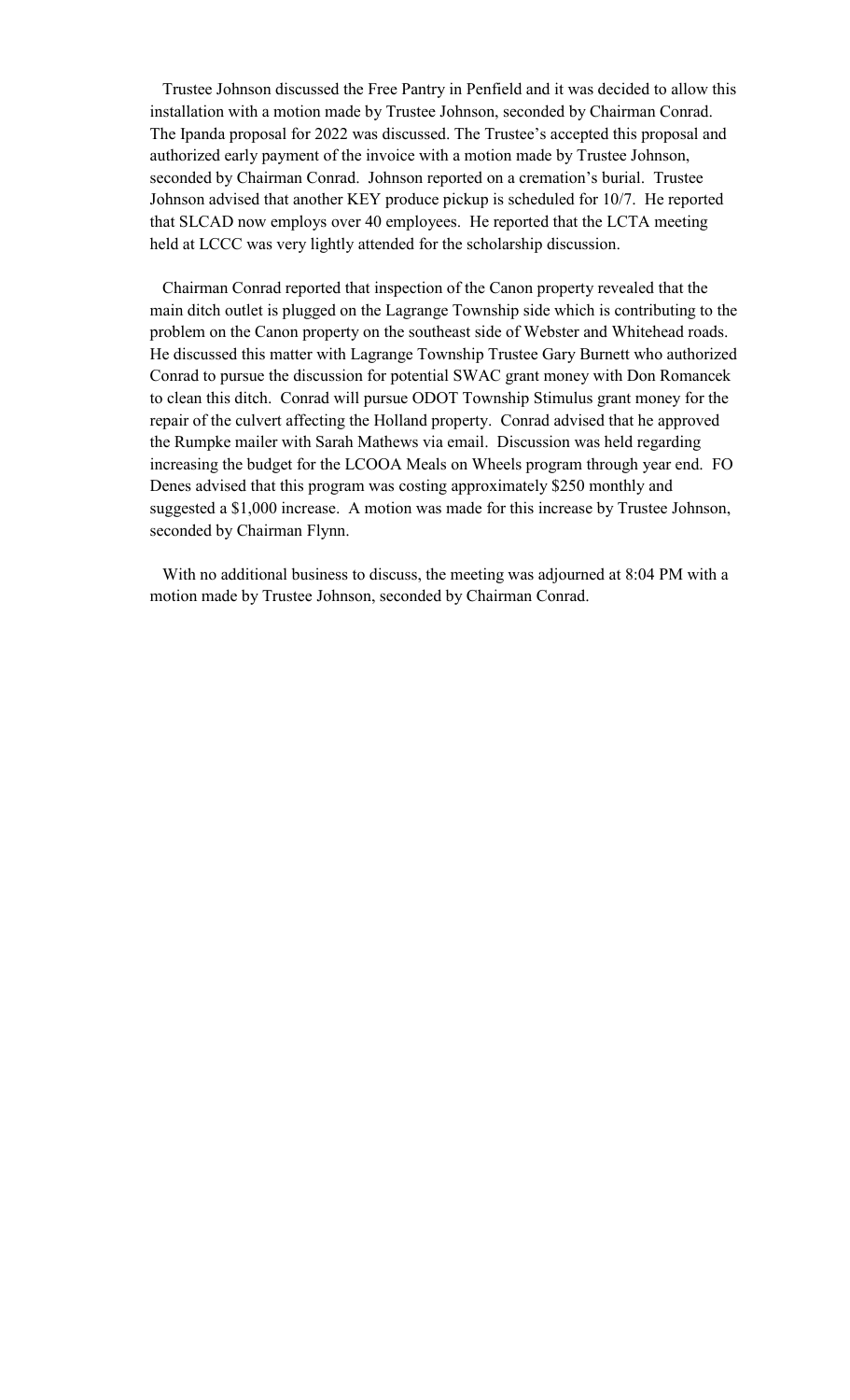Trustee Johnson discussed the Free Pantry in Penfield and it was decided to allow this installation with a motion made by Trustee Johnson, seconded by Chairman Conrad. The Ipanda proposal for 2022 was discussed. The Trustee's accepted this proposal and authorized early payment of the invoice with a motion made by Trustee Johnson, seconded by Chairman Conrad. Johnson reported on a cremation's burial. Trustee Johnson advised that another KEY produce pickup is scheduled for 10/7. He reported that SLCAD now employs over 40 employees. He reported that the LCTA meeting held at LCCC was very lightly attended for the scholarship discussion.

Chairman Conrad reported that inspection of the Canon property revealed that the main ditch outlet is plugged on the Lagrange Township side which is contributing to the problem on the Canon property on the southeast side of Webster and Whitehead roads. He discussed this matter with Lagrange Township Trustee Gary Burnett who authorized Conrad to pursue the discussion for potential SWAC grant money with Don Romancek to clean this ditch. Conrad will pursue ODOT Township Stimulus grant money for the repair of the culvert affecting the Holland property. Conrad advised that he approved the Rumpke mailer with Sarah Mathews via email. Discussion was held regarding increasing the budget for the LCOOA Meals on Wheels program through year end. FO Denes advised that this program was costing approximately $250 monthly and suggested a $1,000 increase. A motion was made for this increase by Trustee Johnson, seconded by Chairman Flynn.

With no additional business to discuss, the meeting was adjourned at 8:04 PM with a motion made by Trustee Johnson, seconded by Chairman Conrad.